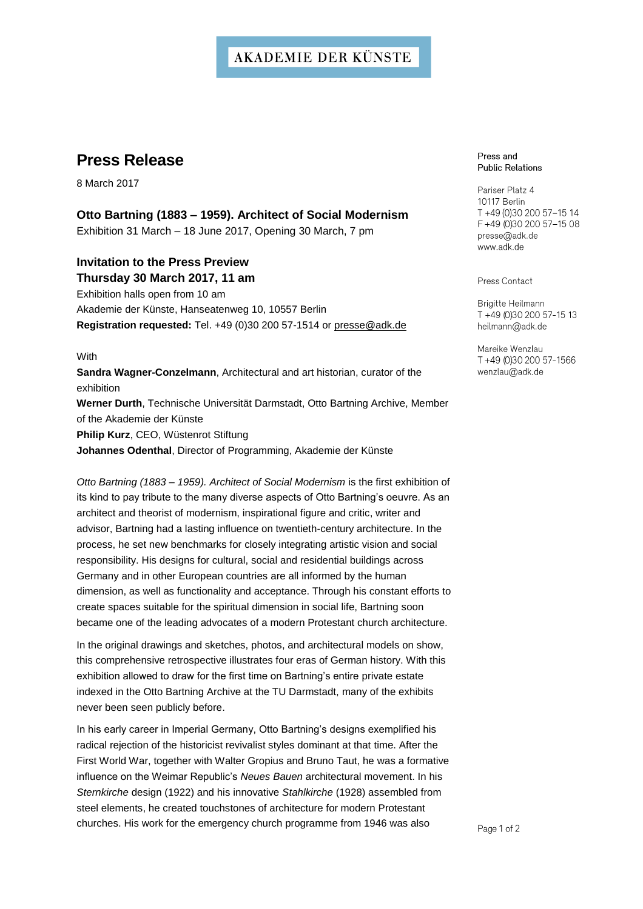AKADEMIE DER KÜNSTE

# Press Release

8 March 2017

**Otto Bartning (1883 – 1959). Architect of Social Modernism**
Exhibition 31 March – 18 June 2017, Opening 30 March, 7 pm

**Invitation to the Press Preview**
**Thursday 30 March 2017, 11 am**
Exhibition halls open from 10 am
Akademie der Künste, Hanseatenweg 10, 10557 Berlin
**Registration requested:** Tel. +49 (0)30 200 57-1514 or presse@adk.de

With
**Sandra Wagner-Conzelmann**, Architectural and art historian, curator of the exhibition
**Werner Durth**, Technische Universität Darmstadt, Otto Bartning Archive, Member of the Akademie der Künste
**Philip Kurz**, CEO, Wüstenrot Stiftung
**Johannes Odenthal**, Director of Programming, Akademie der Künste

*Otto Bartning (1883 – 1959). Architect of Social Modernism* is the first exhibition of its kind to pay tribute to the many diverse aspects of Otto Bartning's oeuvre. As an architect and theorist of modernism, inspirational figure and critic, writer and advisor, Bartning had a lasting influence on twentieth-century architecture. In the process, he set new benchmarks for closely integrating artistic vision and social responsibility. His designs for cultural, social and residential buildings across Germany and in other European countries are all informed by the human dimension, as well as functionality and acceptance. Through his constant efforts to create spaces suitable for the spiritual dimension in social life, Bartning soon became one of the leading advocates of a modern Protestant church architecture.

In the original drawings and sketches, photos, and architectural models on show, this comprehensive retrospective illustrates four eras of German history. With this exhibition allowed to draw for the first time on Bartning's entire private estate indexed in the Otto Bartning Archive at the TU Darmstadt, many of the exhibits never been seen publicly before.

In his early career in Imperial Germany, Otto Bartning's designs exemplified his radical rejection of the historicist revivalist styles dominant at that time. After the First World War, together with Walter Gropius and Bruno Taut, he was a formative influence on the Weimar Republic's *Neues Bauen* architectural movement. In his *Sternkirche* design (1922) and his innovative *Stahlkirche* (1928) assembled from steel elements, he created touchstones of architecture for modern Protestant churches. His work for the emergency church programme from 1946 was also

Press and
Public Relations

Pariser Platz 4
10117 Berlin
T +49 (0)30 200 57–15 14
F +49 (0)30 200 57–15 08
presse@adk.de
www.adk.de

Press Contact

Brigitte Heilmann
T +49 (0)30 200 57–15 13
heilmann@adk.de

Mareike Wenzlau
T +49 (0)30 200 57-1566
wenzlau@adk.de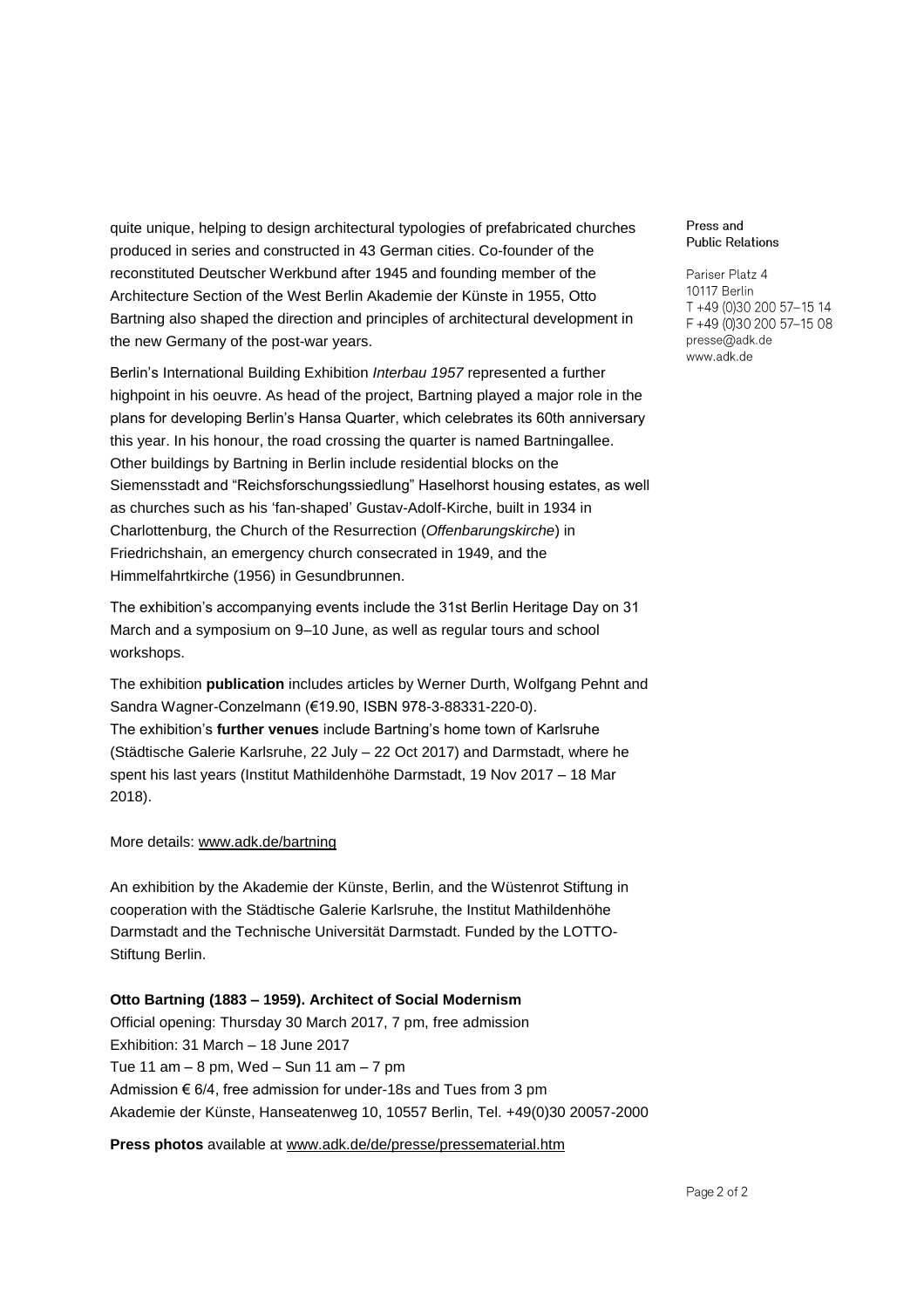quite unique, helping to design architectural typologies of prefabricated churches produced in series and constructed in 43 German cities. Co-founder of the reconstituted Deutscher Werkbund after 1945 and founding member of the Architecture Section of the West Berlin Akademie der Künste in 1955, Otto Bartning also shaped the direction and principles of architectural development in the new Germany of the post-war years.

Berlin's International Building Exhibition *Interbau 1957* represented a further highpoint in his oeuvre. As head of the project, Bartning played a major role in the plans for developing Berlin's Hansa Quarter, which celebrates its 60th anniversary this year. In his honour, the road crossing the quarter is named Bartningallee. Other buildings by Bartning in Berlin include residential blocks on the Siemensstadt and "Reichsforschungssiedlung" Haselhorst housing estates, as well as churches such as his 'fan-shaped' Gustav-Adolf-Kirche, built in 1934 in Charlottenburg, the Church of the Resurrection (*Offenbarungskirche*) in Friedrichshain, an emergency church consecrated in 1949, and the Himmelfahrtkirche (1956) in Gesundbrunnen.

The exhibition's accompanying events include the 31st Berlin Heritage Day on 31 March and a symposium on 9–10 June, as well as regular tours and school workshops.

The exhibition **publication** includes articles by Werner Durth, Wolfgang Pehnt and Sandra Wagner-Conzelmann (€19.90, ISBN 978-3-88331-220-0).
The exhibition's **further venues** include Bartning's home town of Karlsruhe (Städtische Galerie Karlsruhe, 22 July – 22 Oct 2017) and Darmstadt, where he spent his last years (Institut Mathildenhöhe Darmstadt, 19 Nov 2017 – 18 Mar 2018).

More details: www.adk.de/bartning

An exhibition by the Akademie der Künste, Berlin, and the Wüstenrot Stiftung in cooperation with the Städtische Galerie Karlsruhe, the Institut Mathildenhöhe Darmstadt and the Technische Universität Darmstadt. Funded by the LOTTO-Stiftung Berlin.

**Otto Bartning (1883 – 1959). Architect of Social Modernism**
Official opening: Thursday 30 March 2017, 7 pm, free admission
Exhibition: 31 March – 18 June 2017
Tue 11 am – 8 pm, Wed – Sun 11 am – 7 pm
Admission € 6/4, free admission for under-18s and Tues from 3 pm
Akademie der Künste, Hanseatenweg 10, 10557 Berlin, Tel. +49(0)30 20057-2000

**Press photos** available at www.adk.de/de/presse/pressematerial.htm

Press and Public Relations

Pariser Platz 4
10117 Berlin
T +49 (0)30 200 57–15 14
F +49 (0)30 200 57–15 08
presse@adk.de
www.adk.de